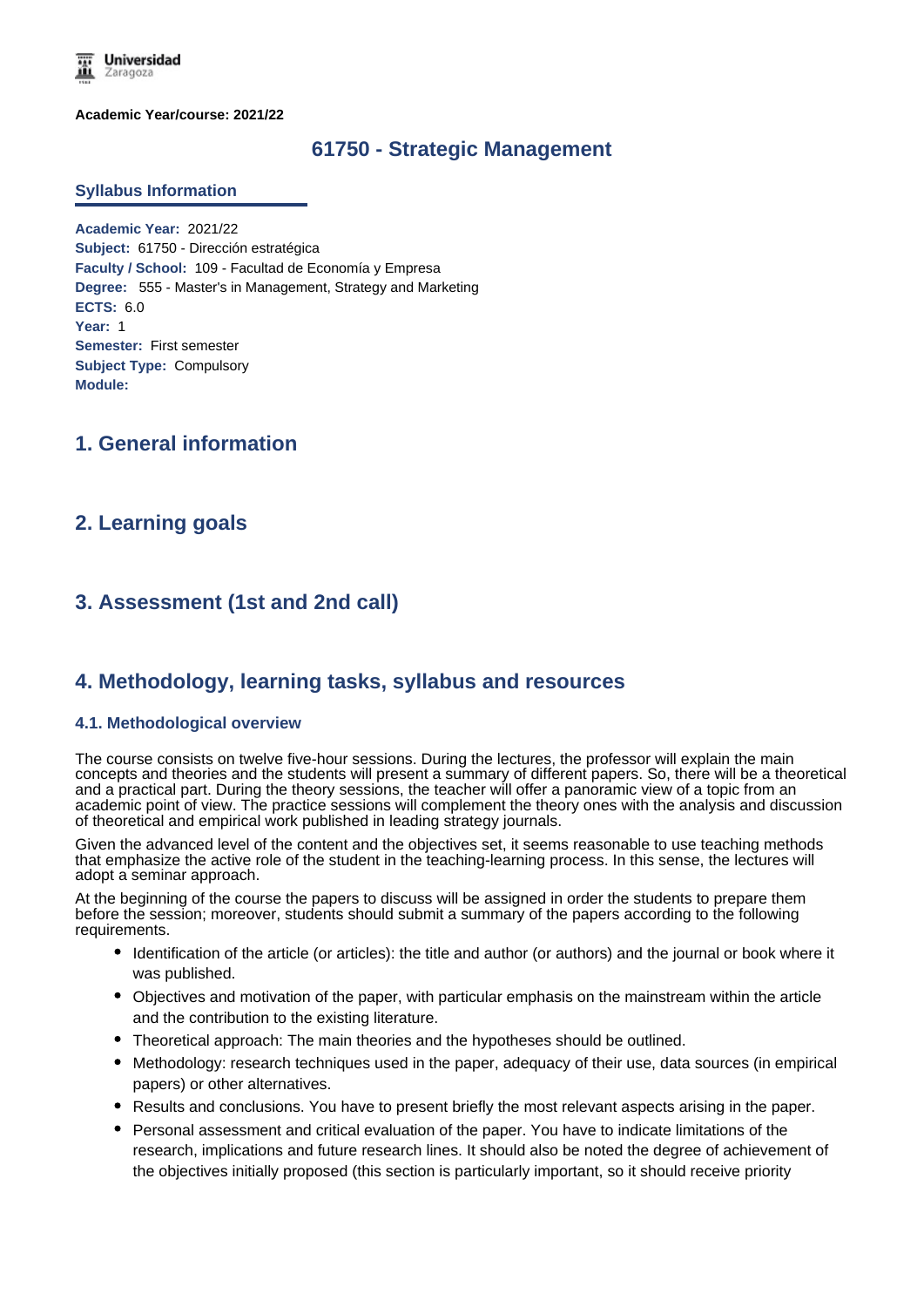**Academic Year/course: 2021/22**

# 61750 - Strategic Management

## Syllabus Information

**Academic Year:** 2021/22
**Subject:** 61750 - Dirección estratégica
**Faculty / School:** 109 - Facultad de Economía y Empresa
**Degree:** 555 - Master's in Management, Strategy and Marketing
**ECTS:** 6.0
**Year:** 1
**Semester:** First semester
**Subject Type:** Compulsory
**Module:**

## 1. General information

## 2. Learning goals

## 3. Assessment (1st and 2nd call)

## 4. Methodology, learning tasks, syllabus and resources

### 4.1. Methodological overview

The course consists on twelve five-hour sessions. During the lectures, the professor will explain the main concepts and theories and the students will present a summary of different papers. So, there will be a theoretical and a practical part. During the theory sessions, the teacher will offer a panoramic view of a topic from an academic point of view. The practice sessions will complement the theory ones with the analysis and discussion of theoretical and empirical work published in leading strategy journals.

Given the advanced level of the content and the objectives set, it seems reasonable to use teaching methods that emphasize the active role of the student in the teaching-learning process. In this sense, the lectures will adopt a seminar approach.

At the beginning of the course the papers to discuss will be assigned in order the students to prepare them before the session; moreover, students should submit a summary of the papers according to the following requirements.

- Identification of the article (or articles): the title and author (or authors) and the journal or book where it was published.
- Objectives and motivation of the paper, with particular emphasis on the mainstream within the article and the contribution to the existing literature.
- Theoretical approach: The main theories and the hypotheses should be outlined.
- Methodology: research techniques used in the paper, adequacy of their use, data sources (in empirical papers) or other alternatives.
- Results and conclusions. You have to present briefly the most relevant aspects arising in the paper.
- Personal assessment and critical evaluation of the paper. You have to indicate limitations of the research, implications and future research lines. It should also be noted the degree of achievement of the objectives initially proposed (this section is particularly important, so it should receive priority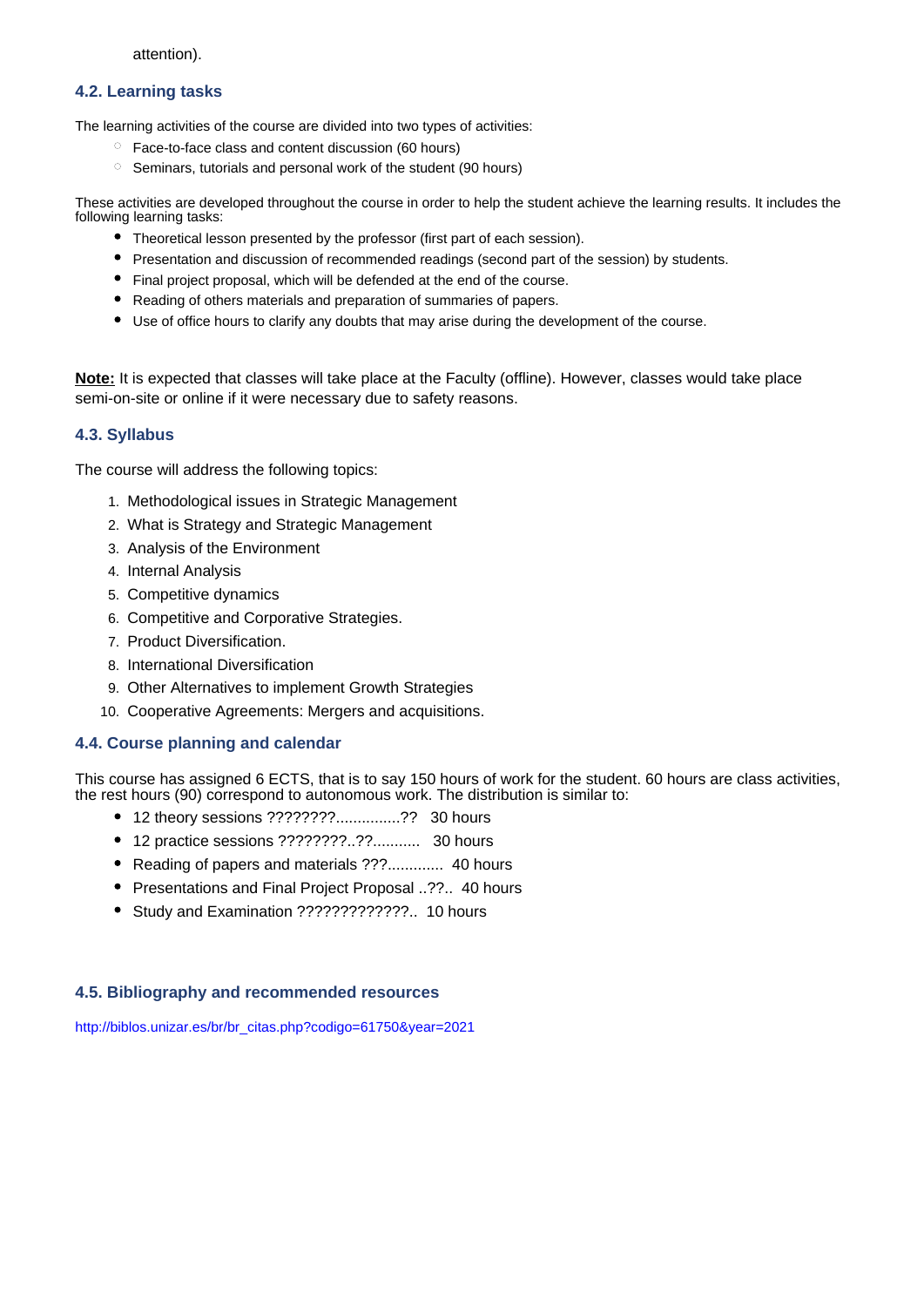attention).

### 4.2. Learning tasks

The learning activities of the course are divided into two types of activities:

- Face-to-face class and content discussion (60 hours)
- Seminars, tutorials and personal work of the student (90 hours)

These activities are developed throughout the course in order to help the student achieve the learning results. It includes the following learning tasks:

- Theoretical lesson presented by the professor (first part of each session).
- Presentation and discussion of recommended readings (second part of the session) by students.
- Final project proposal, which will be defended at the end of the course.
- Reading of others materials and preparation of summaries of papers.
- Use of office hours to clarify any doubts that may arise during the development of the course.

**Note:** It is expected that classes will take place at the Faculty (offline). However, classes would take place semi-on-site or online if it were necessary due to safety reasons.

### 4.3. Syllabus

The course will address the following topics:

1. Methodological issues in Strategic Management
2. What is Strategy and Strategic Management
3. Analysis of the Environment
4. Internal Analysis
5. Competitive dynamics
6. Competitive and Corporative Strategies.
7. Product Diversification.
8. International Diversification
9. Other Alternatives to implement Growth Strategies
10. Cooperative Agreements: Mergers and acquisitions.

### 4.4. Course planning and calendar

This course has assigned 6 ECTS, that is to say 150 hours of work for the student. 60 hours are class activities, the rest hours (90) correspond to autonomous work. The distribution is similar to:

- 12 theory sessions ????????...............?? 30 hours
- 12 practice sessions ????????..??........... 30 hours
- Reading of papers and materials ???............. 40 hours
- Presentations and Final Project Proposal ..??.. 40 hours
- Study and Examination ?????????????.. 10 hours

### 4.5. Bibliography and recommended resources

http://biblos.unizar.es/br/br_citas.php?codigo=61750&year=2021